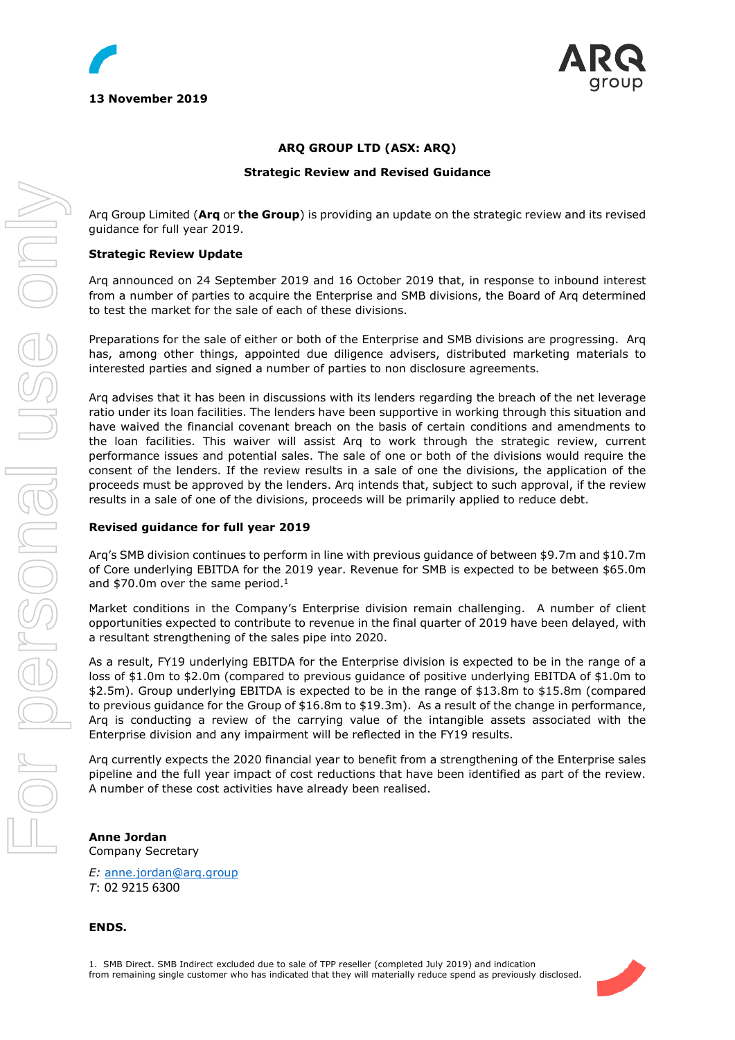13 November 2019

**ARQ GROUP LTD (ASX: ARQ)**

**Strategic Review and Revised Guidance**

Arq Group Limited (**Arq** or **the Group**) is providing an update on the strategic review and its revised guidance for full year 2019.

**Strategic Review Update**

Arq announced on 24 September 2019 and 16 October 2019 that, in response to inbound interest from a number of parties to acquire the Enterprise and SMB divisions, the Board of Arq determined to test the market for the sale of each of these divisions.

Preparations for the sale of either or both of the Enterprise and SMB divisions are progressing. Arq has, among other things, appointed due diligence advisers, distributed marketing materials to interested parties and signed a number of parties to non disclosure agreements.

Arq advises that it has been in discussions with its lenders regarding the breach of the net leverage ratio under its loan facilities. The lenders have been supportive in working through this situation and have waived the financial covenant breach on the basis of certain conditions and amendments to the loan facilities. This waiver will assist Arq to work through the strategic review, current performance issues and potential sales. The sale of one or both of the divisions would require the consent of the lenders. If the review results in a sale of one the divisions, the application of the proceeds must be approved by the lenders. Arq intends that, subject to such approval, if the review results in a sale of one of the divisions, proceeds will be primarily applied to reduce debt.

**Revised guidance for full year 2019**

Arq's SMB division continues to perform in line with previous guidance of between $9.7m and $10.7m of Core underlying EBITDA for the 2019 year. Revenue for SMB is expected to be between $65.0m and $70.0m over the same period.[1]

Market conditions in the Company's Enterprise division remain challenging. A number of client opportunities expected to contribute to revenue in the final quarter of 2019 have been delayed, with a resultant strengthening of the sales pipe into 2020.

As a result, FY19 underlying EBITDA for the Enterprise division is expected to be in the range of a loss of $1.0m to $2.0m (compared to previous guidance of positive underlying EBITDA of $1.0m to $2.5m). Group underlying EBITDA is expected to be in the range of $13.8m to $15.8m (compared to previous guidance for the Group of $16.8m to $19.3m). As a result of the change in performance, Arq is conducting a review of the carrying value of the intangible assets associated with the Enterprise division and any impairment will be reflected in the FY19 results.

Arq currently expects the 2020 financial year to benefit from a strengthening of the Enterprise sales pipeline and the full year impact of cost reductions that have been identified as part of the review. A number of these cost activities have already been realised.

**Anne Jordan**
Company Secretary

*E:* anne.jordan@arq.group
*T*: 02 9215 6300

**ENDS.**

1. SMB Direct. SMB Indirect excluded due to sale of TPP reseller (completed July 2019) and indication from remaining single customer who has indicated that they will materially reduce spend as previously disclosed.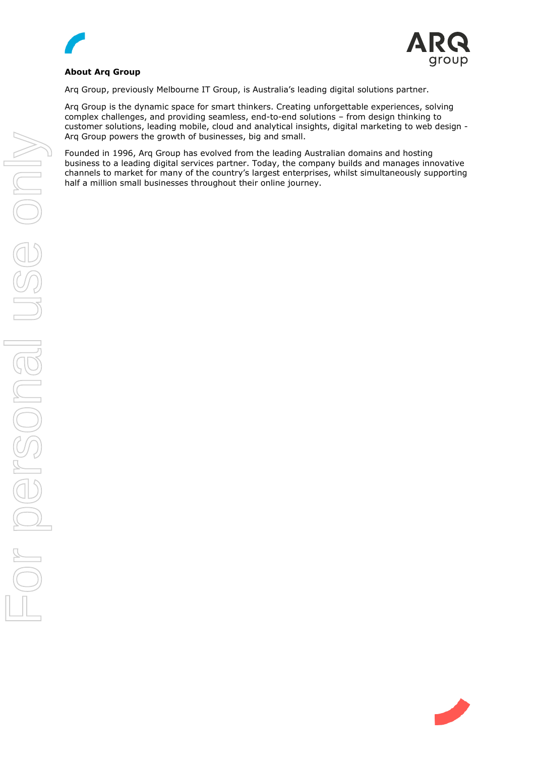**About Arq Group**

Arq Group, previously Melbourne IT Group, is Australia's leading digital solutions partner.

Arq Group is the dynamic space for smart thinkers. Creating unforgettable experiences, solving complex challenges, and providing seamless, end-to-end solutions – from design thinking to customer solutions, leading mobile, cloud and analytical insights, digital marketing to web design - Arq Group powers the growth of businesses, big and small.

Founded in 1996, Arq Group has evolved from the leading Australian domains and hosting business to a leading digital services partner. Today, the company builds and manages innovative channels to market for many of the country's largest enterprises, whilst simultaneously supporting half a million small businesses throughout their online journey.